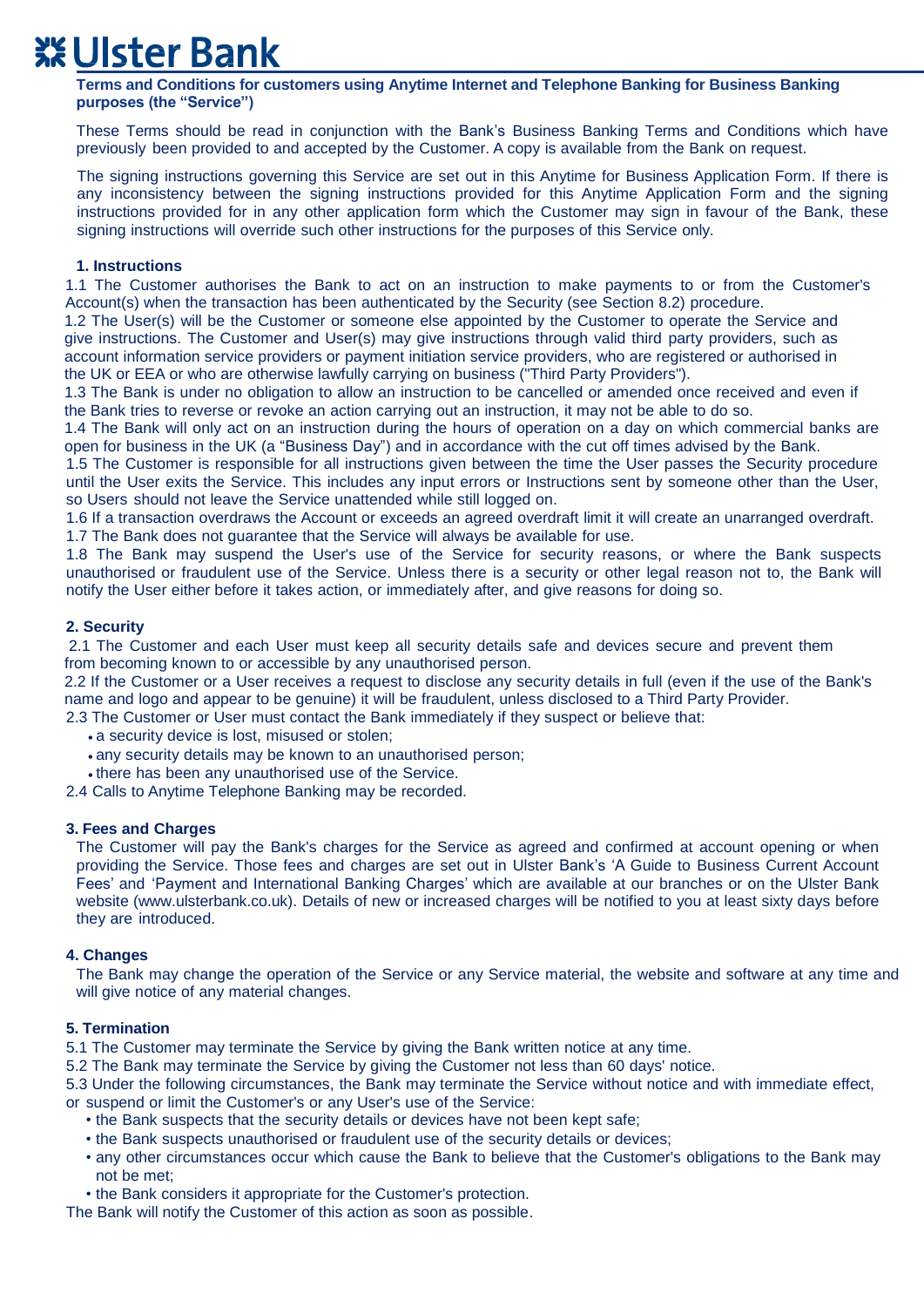# Ulster Bank

**Terms and Conditions for customers using Anytime Internet and Telephone Banking for Business Banking purposes (the "Service")**

These Terms should be read in conjunction with the Bank's Business Banking Terms and Conditions which have previously been provided to and accepted by the Customer. A copy is available from the Bank on request.

The signing instructions governing this Service are set out in this Anytime for Business Application Form. If there is any inconsistency between the signing instructions provided for this Anytime Application Form and the signing instructions provided for in any other application form which the Customer may sign in favour of the Bank, these signing instructions will override such other instructions for the purposes of this Service only.

## 1. Instructions

1.1 The Customer authorises the Bank to act on an instruction to make payments to or from the Customer's Account(s) when the transaction has been authenticated by the Security (see Section 8.2) procedure.

1.2 The User(s) will be the Customer or someone else appointed by the Customer to operate the Service and give instructions. The Customer and User(s) may give instructions through valid third party providers, such as account information service providers or payment initiation service providers, who are registered or authorised in the UK or EEA or who are otherwise lawfully carrying on business ("Third Party Providers").

1.3 The Bank is under no obligation to allow an instruction to be cancelled or amended once received and even if the Bank tries to reverse or revoke an action carrying out an instruction, it may not be able to do so.

1.4 The Bank will only act on an instruction during the hours of operation on a day on which commercial banks are open for business in the UK (a "Business Day") and in accordance with the cut off times advised by the Bank.

1.5 The Customer is responsible for all instructions given between the time the User passes the Security procedure until the User exits the Service. This includes any input errors or Instructions sent by someone other than the User, so Users should not leave the Service unattended while still logged on.

1.6 If a transaction overdraws the Account or exceeds an agreed overdraft limit it will create an unarranged overdraft.

1.7 The Bank does not guarantee that the Service will always be available for use.

1.8 The Bank may suspend the User's use of the Service for security reasons, or where the Bank suspects unauthorised or fraudulent use of the Service. Unless there is a security or other legal reason not to, the Bank will notify the User either before it takes action, or immediately after, and give reasons for doing so.

## 2. Security

2.1 The Customer and each User must keep all security details safe and devices secure and prevent them from becoming known to or accessible by any unauthorised person.

2.2 If the Customer or a User receives a request to disclose any security details in full (even if the use of the Bank's name and logo and appear to be genuine) it will be fraudulent, unless disclosed to a Third Party Provider.

2.3 The Customer or User must contact the Bank immediately if they suspect or believe that:

- a security device is lost, misused or stolen;
- any security details may be known to an unauthorised person;
- there has been any unauthorised use of the Service.

2.4 Calls to Anytime Telephone Banking may be recorded.

## 3. Fees and Charges

The Customer will pay the Bank's charges for the Service as agreed and confirmed at account opening or when providing the Service. Those fees and charges are set out in Ulster Bank's 'A Guide to Business Current Account Fees' and 'Payment and International Banking Charges' which are available at our branches or on the Ulster Bank website (www.ulsterbank.co.uk). Details of new or increased charges will be notified to you at least sixty days before they are introduced.

## 4. Changes

The Bank may change the operation of the Service or any Service material, the website and software at any time and will give notice of any material changes.

## 5. Termination

5.1 The Customer may terminate the Service by giving the Bank written notice at any time.

5.2 The Bank may terminate the Service by giving the Customer not less than 60 days' notice.

5.3 Under the following circumstances, the Bank may terminate the Service without notice and with immediate effect, or suspend or limit the Customer's or any User's use of the Service:

- the Bank suspects that the security details or devices have not been kept safe;
- the Bank suspects unauthorised or fraudulent use of the security details or devices;
- any other circumstances occur which cause the Bank to believe that the Customer's obligations to the Bank may not be met;
- the Bank considers it appropriate for the Customer's protection.

The Bank will notify the Customer of this action as soon as possible.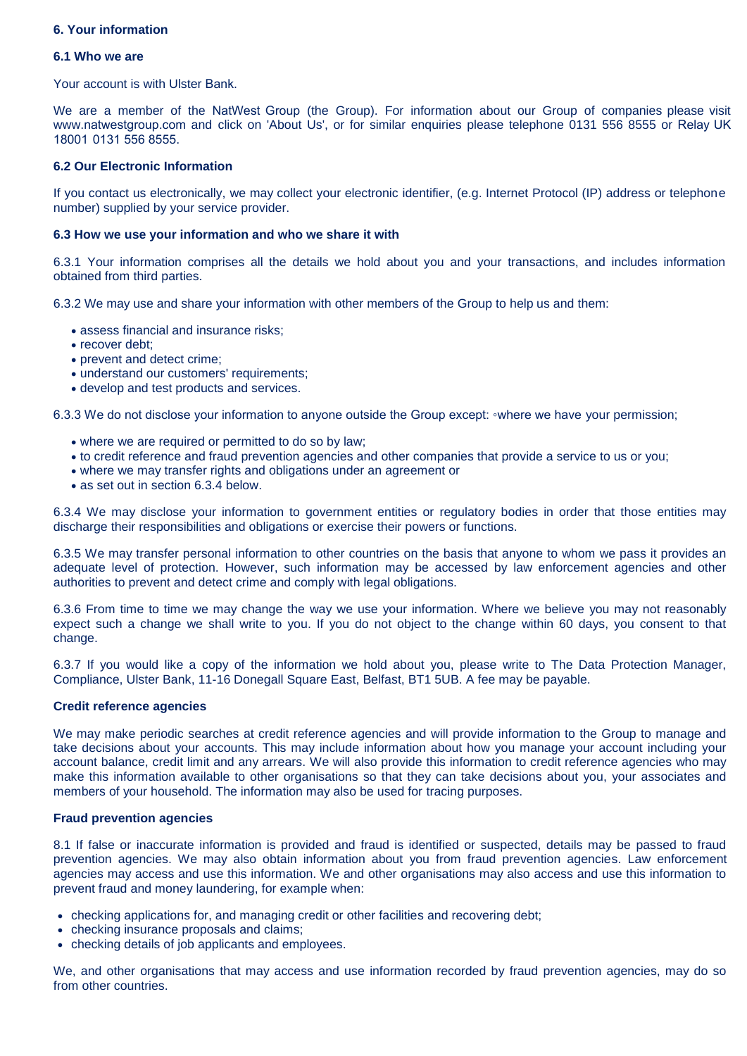### 6. Your information

#### 6.1 Who we are

Your account is with Ulster Bank.

We are a member of the NatWest Group (the Group). For information about our Group of companies please visit www.natwestgroup.com and click on 'About Us', or for similar enquiries please telephone 0131 556 8555 or Relay UK 18001 0131 556 8555.

#### 6.2 Our Electronic Information

If you contact us electronically, we may collect your electronic identifier, (e.g. Internet Protocol (IP) address or telephone number) supplied by your service provider.

#### 6.3 How we use your information and who we share it with

6.3.1 Your information comprises all the details we hold about you and your transactions, and includes information obtained from third parties.

6.3.2 We may use and share your information with other members of the Group to help us and them:

- assess financial and insurance risks;
- recover debt;
- prevent and detect crime;
- understand our customers' requirements;
- develop and test products and services.

6.3.3 We do not disclose your information to anyone outside the Group except: ◦where we have your permission;

- where we are required or permitted to do so by law;
- to credit reference and fraud prevention agencies and other companies that provide a service to us or you;
- where we may transfer rights and obligations under an agreement or
- as set out in section 6.3.4 below.

6.3.4 We may disclose your information to government entities or regulatory bodies in order that those entities may discharge their responsibilities and obligations or exercise their powers or functions.

6.3.5 We may transfer personal information to other countries on the basis that anyone to whom we pass it provides an adequate level of protection. However, such information may be accessed by law enforcement agencies and other authorities to prevent and detect crime and comply with legal obligations.

6.3.6 From time to time we may change the way we use your information. Where we believe you may not reasonably expect such a change we shall write to you. If you do not object to the change within 60 days, you consent to that change.

6.3.7 If you would like a copy of the information we hold about you, please write to The Data Protection Manager, Compliance, Ulster Bank, 11-16 Donegall Square East, Belfast, BT1 5UB. A fee may be payable.

#### Credit reference agencies

We may make periodic searches at credit reference agencies and will provide information to the Group to manage and take decisions about your accounts. This may include information about how you manage your account including your account balance, credit limit and any arrears. We will also provide this information to credit reference agencies who may make this information available to other organisations so that they can take decisions about you, your associates and members of your household. The information may also be used for tracing purposes.

#### Fraud prevention agencies

8.1 If false or inaccurate information is provided and fraud is identified or suspected, details may be passed to fraud prevention agencies. We may also obtain information about you from fraud prevention agencies. Law enforcement agencies may access and use this information. We and other organisations may also access and use this information to prevent fraud and money laundering, for example when:

- checking applications for, and managing credit or other facilities and recovering debt;
- checking insurance proposals and claims;
- checking details of job applicants and employees.

We, and other organisations that may access and use information recorded by fraud prevention agencies, may do so from other countries.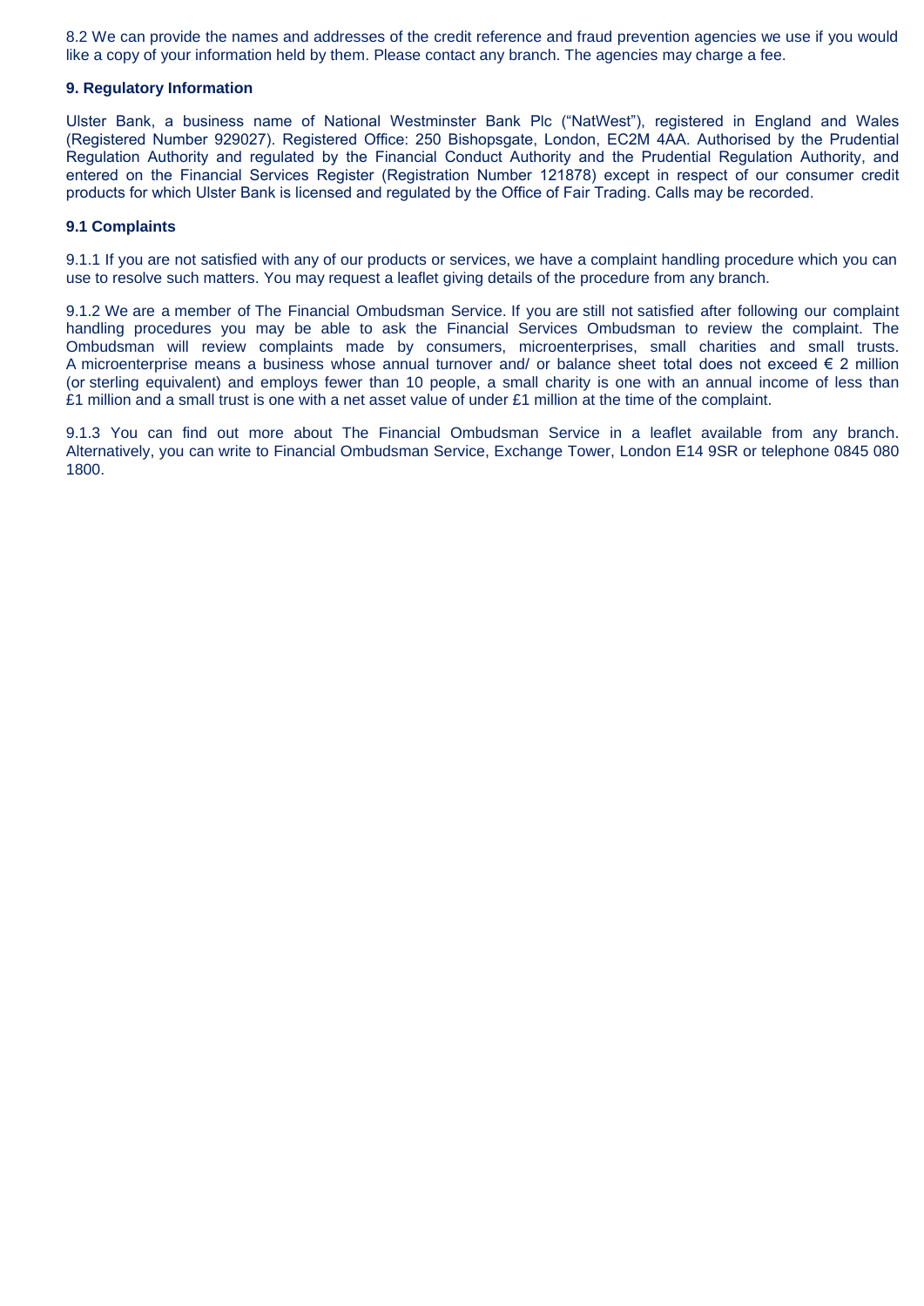8.2 We can provide the names and addresses of the credit reference and fraud prevention agencies we use if you would like a copy of your information held by them. Please contact any branch. The agencies may charge a fee.

**9. Regulatory Information**

Ulster Bank, a business name of National Westminster Bank Plc ("NatWest"), registered in England and Wales (Registered Number 929027). Registered Office: 250 Bishopsgate, London, EC2M 4AA. Authorised by the Prudential Regulation Authority and regulated by the Financial Conduct Authority and the Prudential Regulation Authority, and entered on the Financial Services Register (Registration Number 121878) except in respect of our consumer credit products for which Ulster Bank is licensed and regulated by the Office of Fair Trading. Calls may be recorded.

**9.1 Complaints**

9.1.1 If you are not satisfied with any of our products or services, we have a complaint handling procedure which you can use to resolve such matters. You may request a leaflet giving details of the procedure from any branch.

9.1.2 We are a member of The Financial Ombudsman Service. If you are still not satisfied after following our complaint handling procedures you may be able to ask the Financial Services Ombudsman to review the complaint. The Ombudsman will review complaints made by consumers, microenterprises, small charities and small trusts. A microenterprise means a business whose annual turnover and/ or balance sheet total does not exceed € 2 million (or sterling equivalent) and employs fewer than 10 people, a small charity is one with an annual income of less than £1 million and a small trust is one with a net asset value of under £1 million at the time of the complaint.

9.1.3 You can find out more about The Financial Ombudsman Service in a leaflet available from any branch. Alternatively, you can write to Financial Ombudsman Service, Exchange Tower, London E14 9SR or telephone 0845 080 1800.